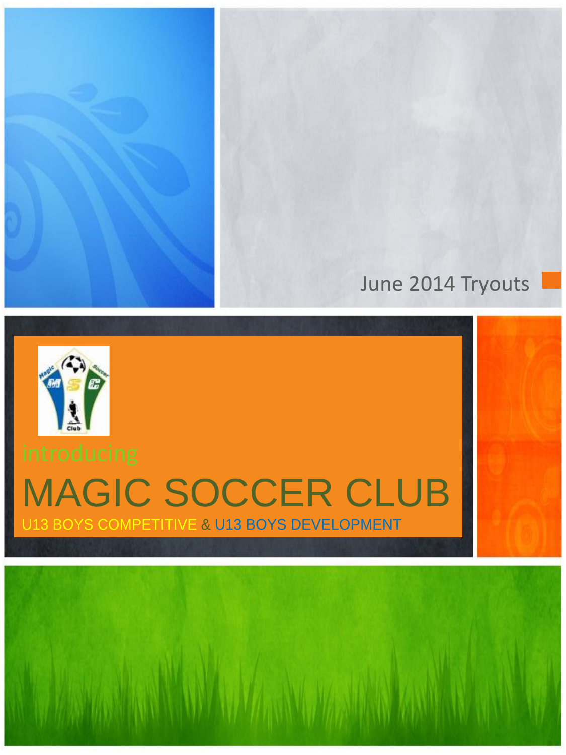June 2014 Tryouts

introducing

# MAGIC SOCCER CLUB

U13 BOYS COMPETITIVE & U13 BOYS DEVELOPMENT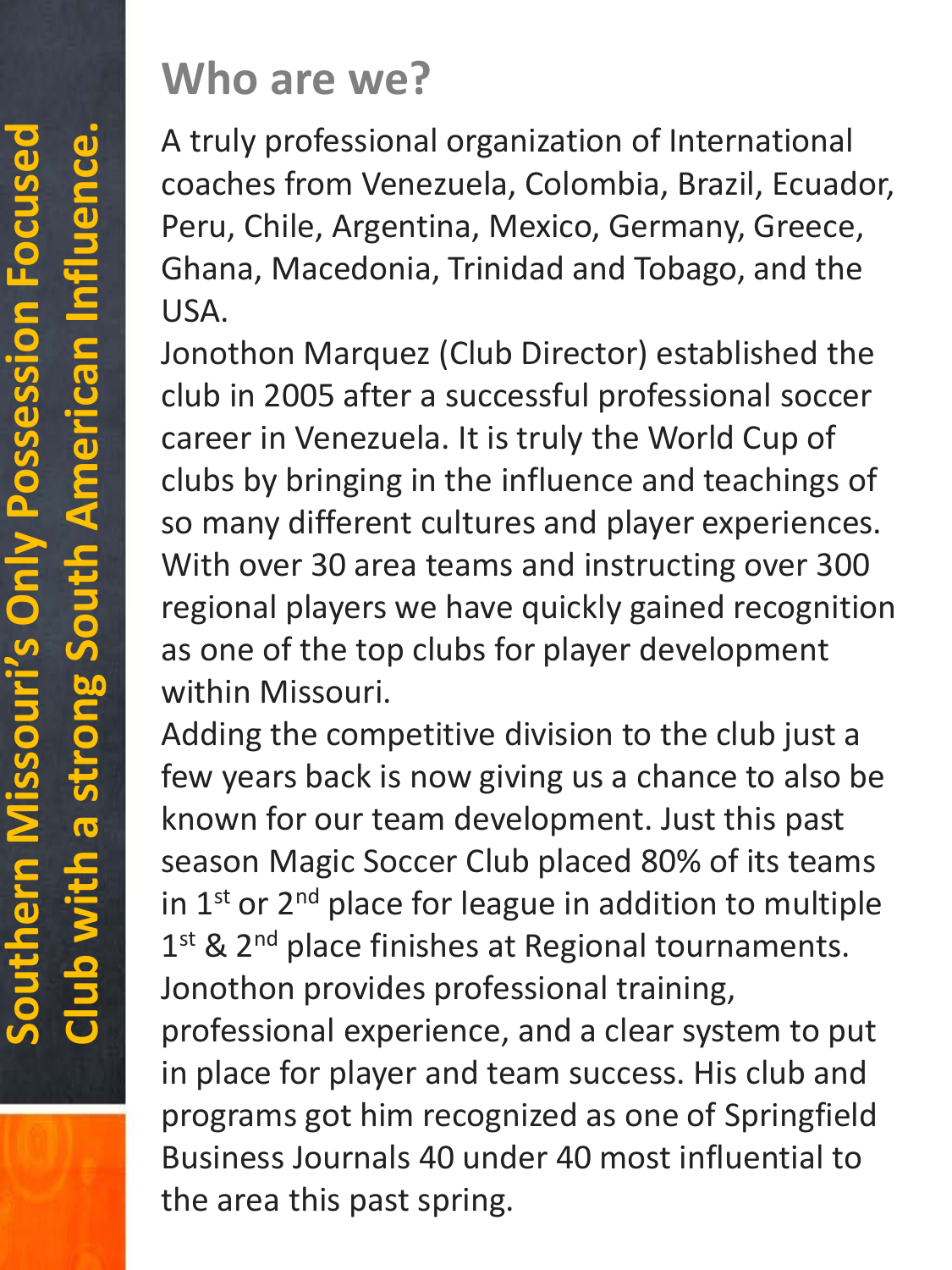Southern Missouri's Only Possession Focused Club with a strong South American Influence.

## Who are we?

A truly professional organization of International coaches from Venezuela, Colombia, Brazil, Ecuador, Peru, Chile, Argentina, Mexico, Germany, Greece, Ghana, Macedonia, Trinidad and Tobago, and the USA.

Jonothon Marquez (Club Director) established the club in 2005 after a successful professional soccer career in Venezuela. It is truly the World Cup of clubs by bringing in the influence and teachings of so many different cultures and player experiences. With over 30 area teams and instructing over 300 regional players we have quickly gained recognition as one of the top clubs for player development within Missouri.

Adding the competitive division to the club just a few years back is now giving us a chance to also be known for our team development. Just this past season Magic Soccer Club placed 80% of its teams in 1st or 2nd place for league in addition to multiple 1st & 2nd place finishes at Regional tournaments. Jonothon provides professional training, professional experience, and a clear system to put in place for player and team success. His club and programs got him recognized as one of Springfield Business Journals 40 under 40 most influential to the area this past spring.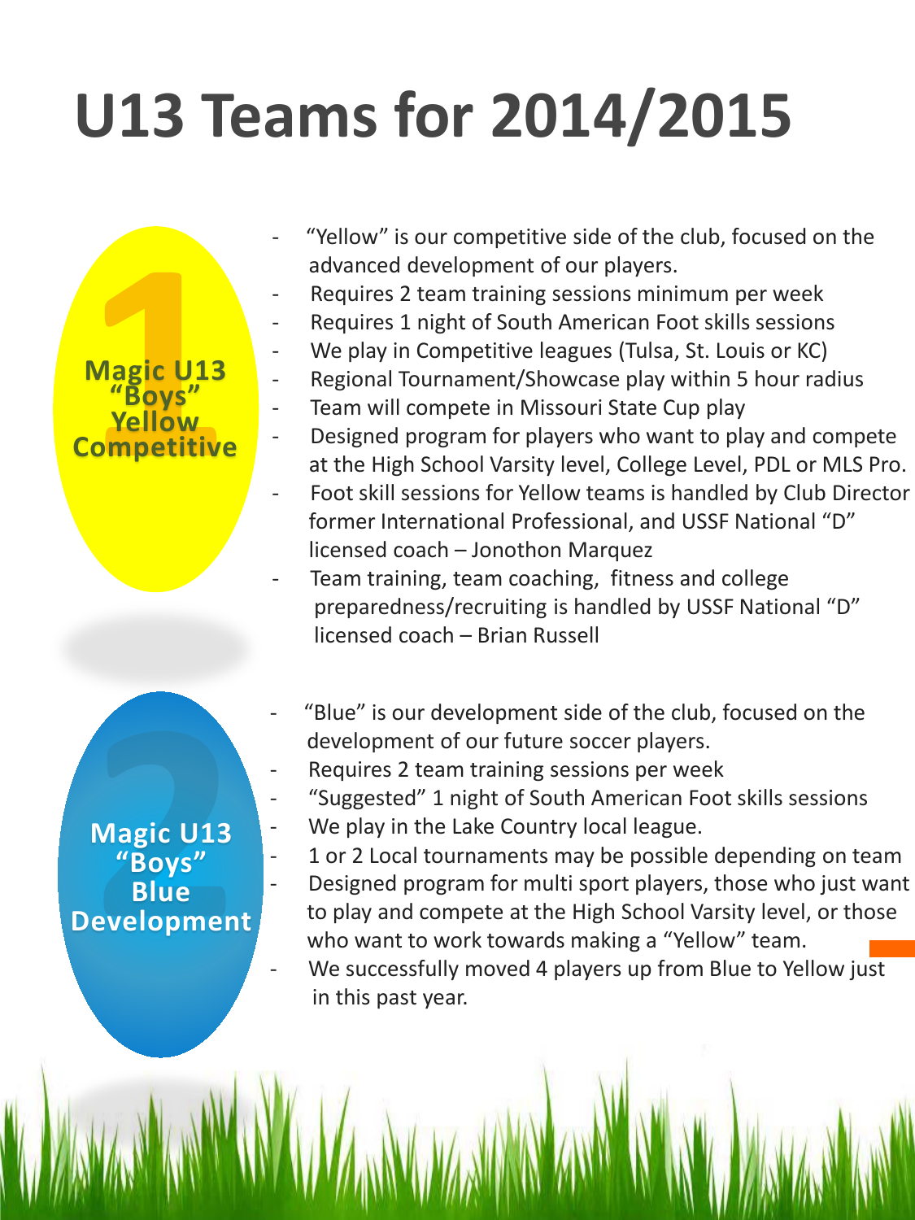# U13 Teams for 2014/2015

## Magic U13 "Boys" Yellow Competitive

- "Yellow" is our competitive side of the club, focused on the advanced development of our players.
- Requires 2 team training sessions minimum per week
- Requires 1 night of South American Foot skills sessions
- We play in Competitive leagues (Tulsa, St. Louis or KC)
- Regional Tournament/Showcase play within 5 hour radius
- Team will compete in Missouri State Cup play
- Designed program for players who want to play and compete at the High School Varsity level, College Level, PDL or MLS Pro.
- Foot skill sessions for Yellow teams is handled by Club Director former International Professional, and USSF National "D" licensed coach – Jonothon Marquez
- Team training, team coaching, fitness and college preparedness/recruiting is handled by USSF National "D" licensed coach – Brian Russell

## Magic U13 "Boys" Blue Development

- "Blue" is our development side of the club, focused on the development of our future soccer players.
- Requires 2 team training sessions per week
- "Suggested" 1 night of South American Foot skills sessions
- We play in the Lake Country local league.
- 1 or 2 Local tournaments may be possible depending on team
- Designed program for multi sport players, those who just want to play and compete at the High School Varsity level, or those who want to work towards making a "Yellow" team.
- We successfully moved 4 players up from Blue to Yellow just in this past year.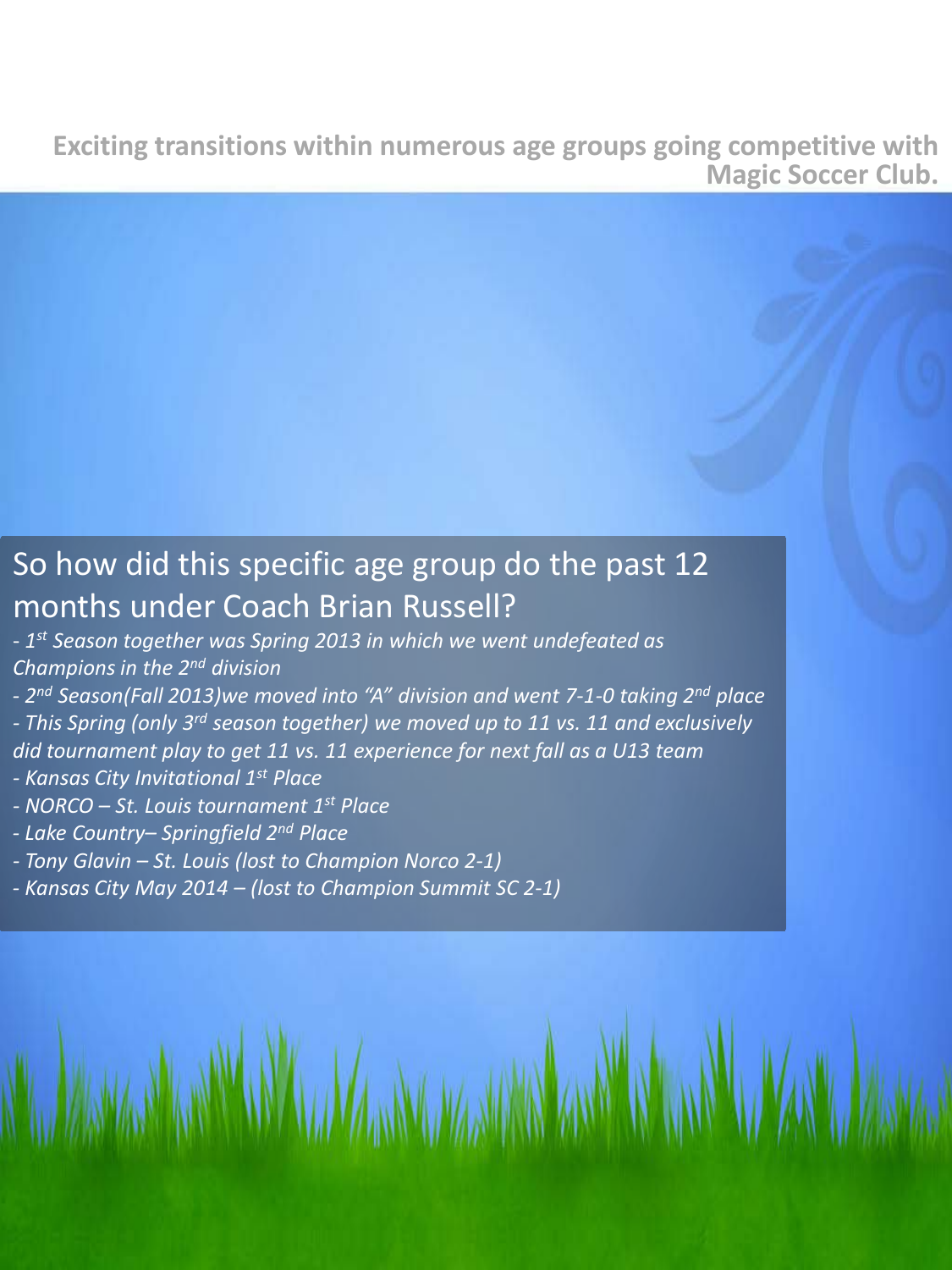**Exciting transitions within numerous age groups going competitive with Magic Soccer Club.**

## So how did this specific age group do the past 12 months under Coach Brian Russell?

- *1st Season together was Spring 2013 in which we went undefeated as Champions in the 2nd division*
- *2nd Season(Fall 2013)we moved into "A" division and went 7-1-0 taking 2nd place*
- *This Spring (only 3rd season together) we moved up to 11 vs. 11 and exclusively did tournament play to get 11 vs. 11 experience for next fall as a U13 team*
- *Kansas City Invitational 1st Place*
- *NORCO – St. Louis tournament 1st Place*
- *Lake Country– Springfield 2nd Place*
- *Tony Glavin – St. Louis (lost to Champion Norco 2-1)*
- *Kansas City May 2014 – (lost to Champion Summit SC 2-1)*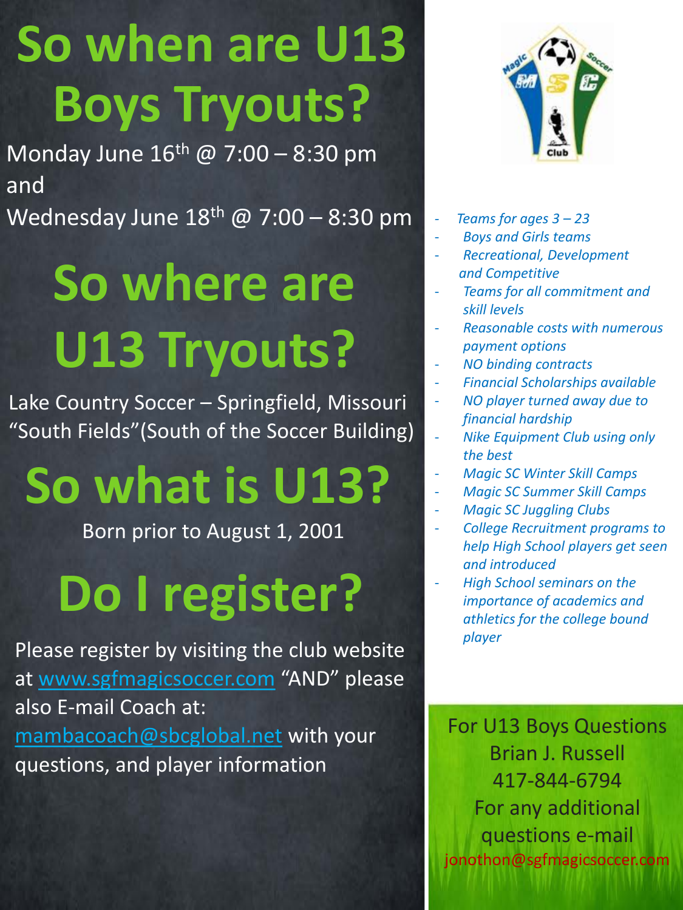# So when are U13 Boys Tryouts?

Monday June 16th @ 7:00 – 8:30 pm
and
Wednesday June 18th @ 7:00 – 8:30 pm

# So where are U13 Tryouts?

Lake Country Soccer – Springfield, Missouri
"South Fields"(South of the Soccer Building)

# So what is U13?

Born prior to August 1, 2001

# Do I register?

Please register by visiting the club website at www.sgfmagicsoccer.com "AND" please also E-mail Coach at: mambacoach@sbcglobal.net with your questions, and player information

- *Teams for ages 3 – 23*
- *Boys and Girls teams*
- *Recreational, Development and Competitive*
- *Teams for all commitment and skill levels*
- *Reasonable costs with numerous payment options*
- *NO binding contracts*
- *Financial Scholarships available*
- *NO player turned away due to financial hardship*
- *Nike Equipment Club using only the best*
- *Magic SC Winter Skill Camps*
- *Magic SC Summer Skill Camps*
- *Magic SC Juggling Clubs*
- *College Recruitment programs to help High School players get seen and introduced*
- *High School seminars on the importance of academics and athletics for the college bound player*

For U13 Boys Questions
Brian J. Russell
417-844-6794
For any additional questions e-mail
jonothon@sgfmagicsoccer.com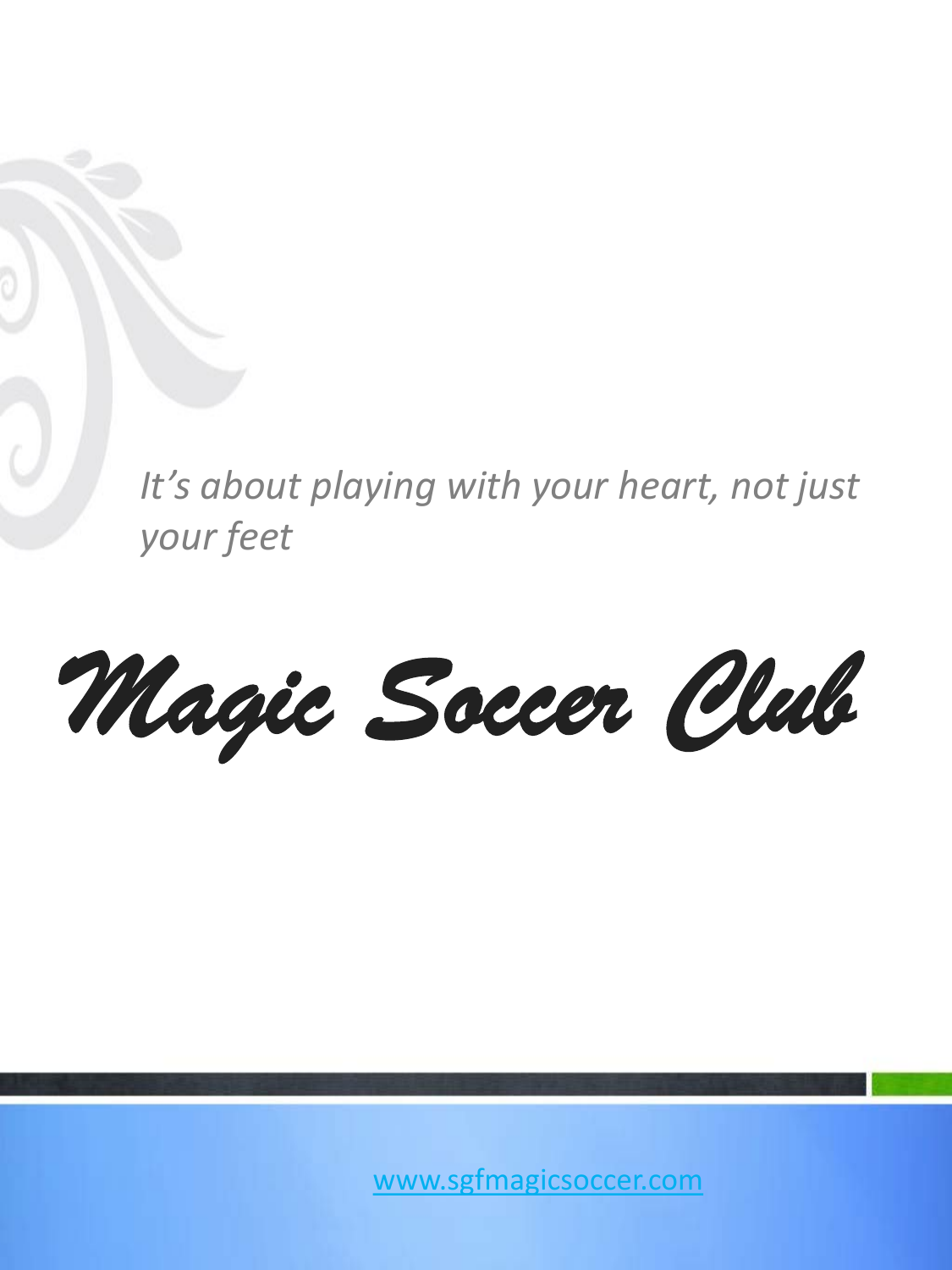*It's about playing with your heart, not just your feet*

# Magic Soccer Club

[www.sgfmagicsoccer.com](http://www.sgfmagicsoccer.com)